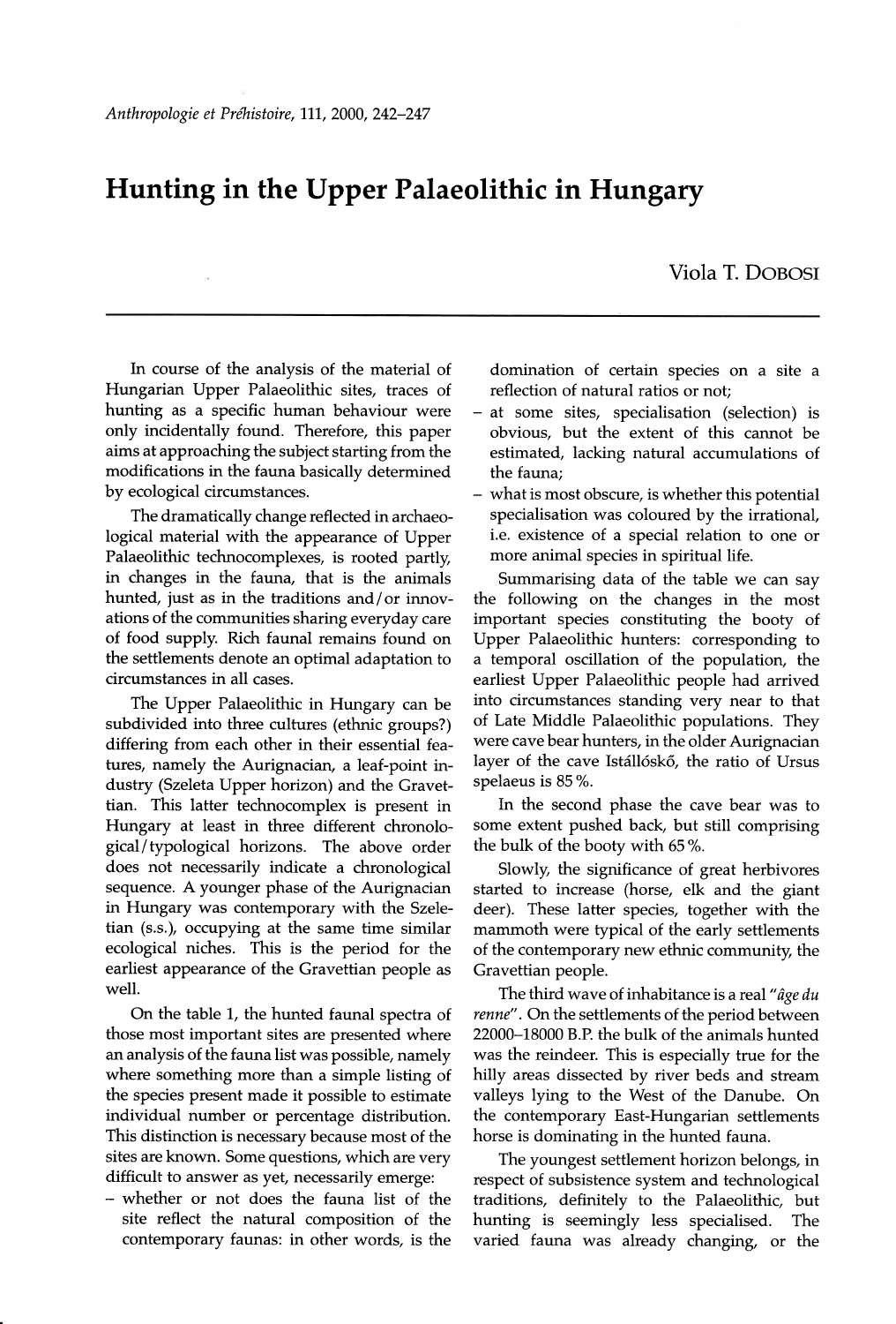# Hunting in the Upper Palaeolithic in Hungary

Viola T. DOBOSI

In course of the analysis of the material of Hungarian Upper Palaeolithic sites, traces of hunting as a specific human behaviour were only incidentally found. Therefore, this paper aims at approaching the subject starting from the modifications in the fauna basically determined by ecological circumstances.

The dramatically change reflected in archaeological material with the appearance of Upper Palaeolithic technocomplexes, is rooted partly, in changes in the fauna, that is the animals hunted, just as in the traditions and/or innovations of the communities sharing everyday care of food supply. Rich faunal remains found on the settlements denote an optimal adaptation to circumstances in all cases.

The Upper Palaeolithic in Hungary can be subdivided into three cultures (ethnic groups?) differing from each other in their essential features, namely the Aurignacian, a leaf-point industry (Szeleta Upper horizon) and the Gravettian. This latter technocomplex is present in Hungary at least in three different chronological/typological horizons. The above order does not necessarily indicate a chronological sequence. A younger phase of the Aurignacian in Hungary was contemporary with the Szeletian (s.s.), occupying at the same time similar ecological niches. This is the period for the earliest appearance of the Gravettian people as well.

On the table 1, the hunted faunal spectra of those most important sites are presented where an analysis of the fauna list was possible, namely where something more than a simple listing of the species present made it possible to estimate individual number or percentage distribution. This distinction is necessary because most of the sites are known. Some questions, which are very difficult to answer as yet, necessarily emerge:

- whether or not does the fauna list of the site reflect the natural composition of the contemporary faunas: in other words, is the domination of certain species on a site a reflection of natural ratios or not;
- at some sites, specialisation (selection) is obvious, but the extent of this cannot be estimated, lacking natural accumulations of the fauna;
- what is most obscure, is whether this potential specialisation was coloured by the irrational, i.e. existence of a special relation to one or more animal species in spiritual life.

Summarising data of the table we can say the following on the changes in the most important species constituting the booty of Upper Palaeolithic hunters: corresponding to a temporal oscillation of the population, the earliest Upper Palaeolithic people had arrived into circumstances standing very near to that of Late Middle Palaeolithic populations. They were cave bear hunters, in the older Aurignacian layer of the cave Istállóskő, the ratio of Ursus spelaeus is 85 %.

In the second phase the cave bear was to some extent pushed back, but still comprising the bulk of the booty with 65 %.

Slowly, the significance of great herbivores started to increase (horse, elk and the giant deer). These latter species, together with the mammoth were typical of the early settlements of the contemporary new ethnic community, the Gravettian people.

The third wave of inhabitance is a real *"âge du renne"*. On the settlements of the period between 22000–18000 B.P. the bulk of the animals hunted was the reindeer. This is especially true for the hilly areas dissected by river beds and stream valleys lying to the West of the Danube. On the contemporary East-Hungarian settlements horse is dominating in the hunted fauna.

The youngest settlement horizon belongs, in respect of subsistence system and technological traditions, definitely to the Palaeolithic, but hunting is seemingly less specialised. The varied fauna was already changing, or the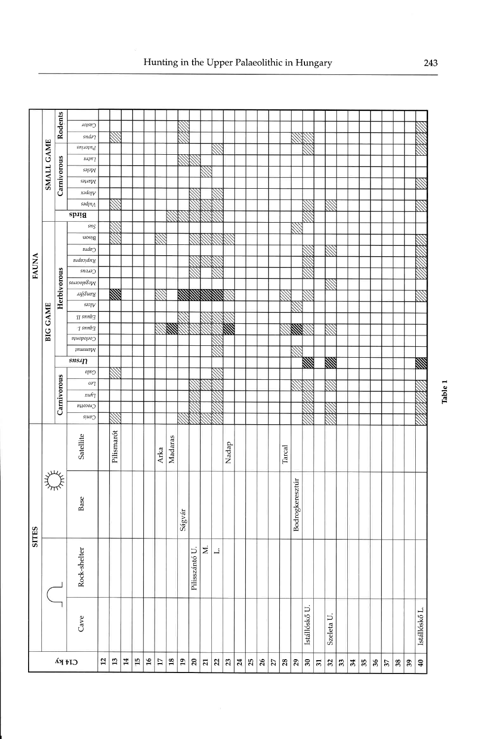| C14 ky | SITES | | | | FAUNA | | | | | | | | | | | | | | | | | | | | | | | | | | |
|---|---|---|---|---|---|---|---|---|---|---|---|---|---|---|---|---|---|---|---|---|---|---|---|---|---|---|---|---|---|---|---|
| | | | | | BIG GAME | | | | | | | | | | | | | | | | | | SMALL GAME | | | | | | | | |
| | Cave | Rock-shelter | Base | Satellite | Carnivorous | | | | | Ursus | Herbivorous | | | | | | | | | | | | Birds | Carnivorous | | | | | | Rodents | |
| | | | | | Canis | Crocuta | Lynx | Leo | Gulo | | Mammut | Coelodonta | Equus I | Equus II | Alces | Rangifer | Megaloceros | Cervus | Rupicapra | Capra | Bison | Sus | | Vulpes | Alopex | Martes | Meles | Lutra | Putorius | Lepus | Castor |
| 12 | | | | | | | | | | | | | | | | | | | | | | | | | | | | | | | |
| 13 | | | | Pilismarót | x | | | | x | | | | | | | X | | | | | x | x | | x | | | | | | x | |
| 14 | | | | | | | | | | | | | | | | | | | | | | | | | | | | | | | |
| 15 | | | | | | | | | | | | | | | | | | | | | | | | | | | | | | | |
| 16 | | | | | | | | | | | | | | | | | | | | | | | | | | | | | | | |
| 17 | | | | Arka | | | | | | | | | x | | | x | | | | | x | | | | | | | | | | |
| 18 | | | | Madaras | | | | | | | | | X | | | | | | | | | | x | | | | | | | | |
| 19 | | | Ságvár | | x | | | | | | | | x | x | | X | | | | | | | x | | | | | x | | x | x |
| 20 | | Pilisszántó U. | | | x | x | x | | | | | | x | | | X | | x | x | | x | | x | x | x | | | x | | | |
| 21 | | M. | | | x | x | x | | | | | | x | x | | X | | x | x | | x | | x | x | | | x | | | | |
| 22 | | L. | | | x | x | x | | x | | x | x | x | x | | X | | x | x | | x | | x | x | x | | | | x | | |
| 23 | | | | Nadap | | | | | | | | | X | x | | x | | | | | x | | | | | | | | | | |
| 24 | | | | | | | | | | | | | | | | | | | | | | | | | | | | | | | |
| 25 | | | | | | | | | | | | | | | | | | | | | | | | | | | | | | | |
| 26 | | | | | | | | | | | | | | | | | | | | | | | | | | | | | | | |
| 27 | | | | | | | | | | | | | | | | | | | | | | | | | | | | | | | |
| 28 | | | | Tarcal | | | | | | | | | x | | | x | | | | | | | | | | | | | | | |
| 29 | | | Bodrogkeresztúr | | | | | x | | | x | | X | | x | | | | | | | x | | | | | | | | x | |
| 30 | Istállóskő U. | | | | x | | x | x | | X | | | x | | | x | | x | x | x | | | x | x | | | | | x | x | |
| 31 | | | | | | | | | | | | | | | | | | | | | | | | | | | | | | | |
| 32 | Szeleta U. | | | | x | x | | x | | X | | | x | | | | x | | | x | | | | x | | | | | | | |
| 33 | | | | | | | | | | | | | | | | | | | | | | | | | | | | | | | |
| 34 | | | | | | | | | | | | | | | | | | | | | | | | | | | | | | | |
| 35 | | | | | | | | | | | | | | | | | | | | | | | | | | | | | | | |
| 36 | | | | | | | | | | | | | | | | | | | | | | | | | | | | | | | |
| 37 | | | | | | | | | | | | | | | | | | | | | | | | | | | | | | | |
| 38 | | | | | | | | | | | | | | | | | | | | | | | | | | | | | | | |
| 39 | | | | | | | | | | | | | | | | | | | | | | | | | | | | | | | |
| 40 | Istállóskő L. | | | | x | x | x | | | X | | | | | | x | | x | x | x | x | | | x | | x | | | x | x | x |

**Table 1**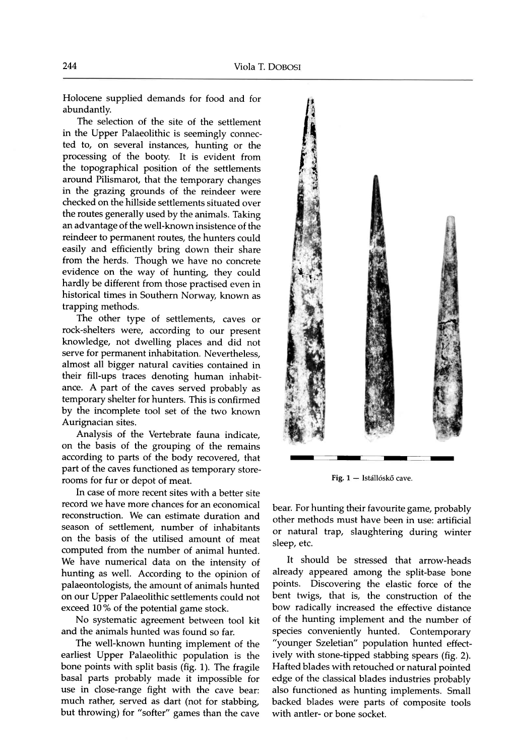Holocene supplied demands for food and for abundantly.

The selection of the site of the settlement in the Upper Palaeolithic is seemingly connected to, on several instances, hunting or the processing of the booty. It is evident from the topographical position of the settlements around Pilismarot, that the temporary changes in the grazing grounds of the reindeer were checked on the hillside settlements situated over the routes generally used by the animals. Taking an advantage of the well-known insistence of the reindeer to permanent routes, the hunters could easily and efficiently bring down their share from the herds. Though we have no concrete evidence on the way of hunting, they could hardly be different from those practised even in historical times in Southern Norway, known as trapping methods.

The other type of settlements, caves or rock-shelters were, according to our present knowledge, not dwelling places and did not serve for permanent inhabitation. Nevertheless, almost all bigger natural cavities contained in their fill-ups traces denoting human inhabitance. A part of the caves served probably as temporary shelter for hunters. This is confirmed by the incomplete tool set of the two known Aurignacian sites.

Analysis of the Vertebrate fauna indicate, on the basis of the grouping of the remains according to parts of the body recovered, that part of the caves functioned as temporary store-rooms for fur or depot of meat.

In case of more recent sites with a better site record we have more chances for an economical reconstruction. We can estimate duration and season of settlement, number of inhabitants on the basis of the utilised amount of meat computed from the number of animal hunted. We have numerical data on the intensity of hunting as well. According to the opinion of palaeontologists, the amount of animals hunted on our Upper Palaeolithic settlements could not exceed 10 % of the potential game stock.

No systematic agreement between tool kit and the animals hunted was found so far.

The well-known hunting implement of the earliest Upper Palaeolithic population is the bone points with split basis (fig. 1). The fragile basal parts probably made it impossible for use in close-range fight with the cave bear: much rather, served as dart (not for stabbing, but throwing) for "softer" games than the cave bear. For hunting their favourite game, probably other methods must have been in use: artificial or natural trap, slaughtering during winter sleep, etc.

Fig. 1 — Istállóskő cave.

It should be stressed that arrow-heads already appeared among the split-base bone points. Discovering the elastic force of the bent twigs, that is, the construction of the bow radically increased the effective distance of the hunting implement and the number of species conveniently hunted. Contemporary "younger Szeletian" population hunted effectively with stone-tipped stabbing spears (fig. 2). Hafted blades with retouched or natural pointed edge of the classical blades industries probably also functioned as hunting implements. Small backed blades were parts of composite tools with antler- or bone socket.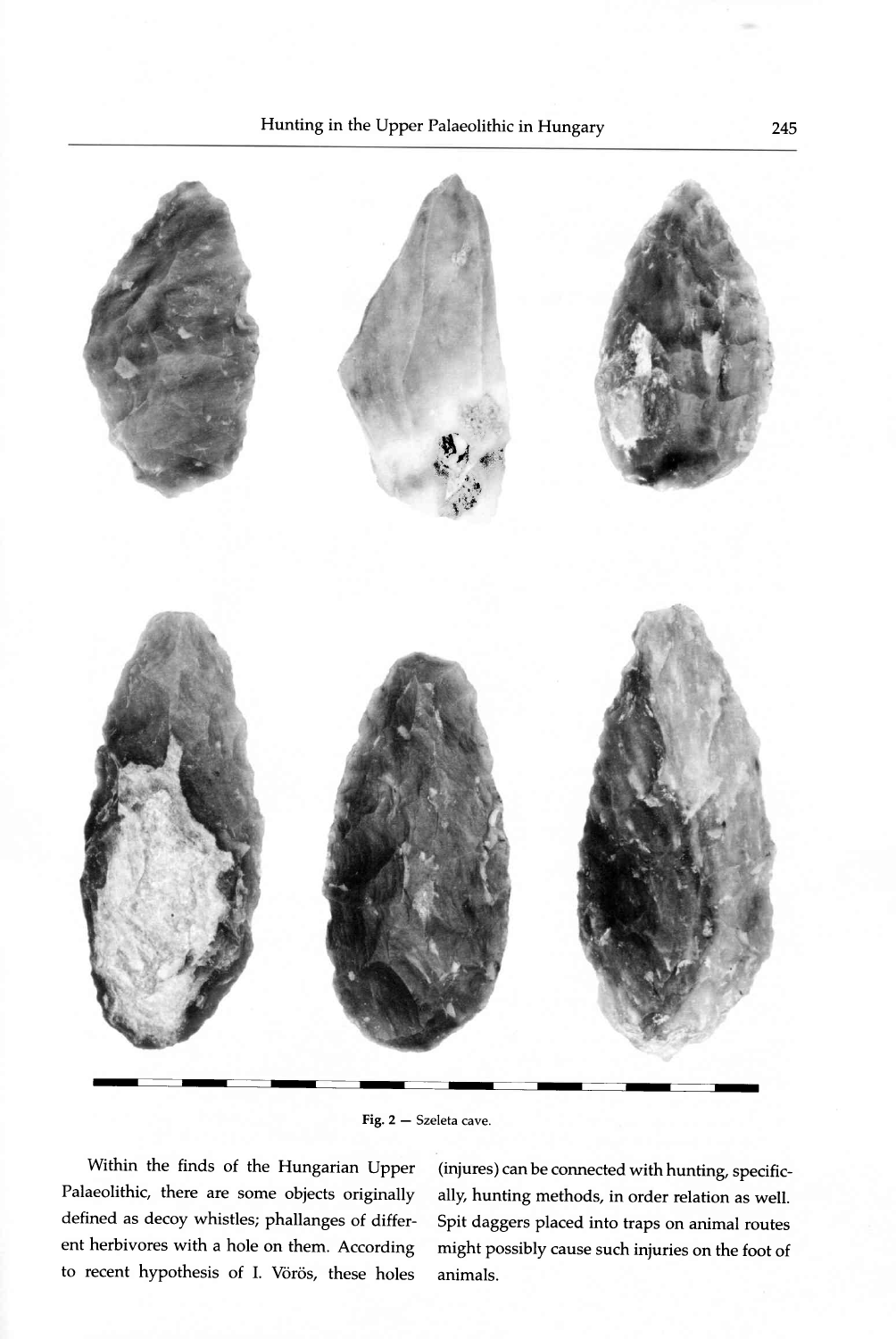Fig. 2 — Szeleta cave.

Within the finds of the Hungarian Upper Palaeolithic, there are some objects originally defined as decoy whistles; phallanges of different herbivores with a hole on them. According to recent hypothesis of I. Vörös, these holes (injures) can be connected with hunting, specifically, hunting methods, in order relation as well. Spit daggers placed into traps on animal routes might possibly cause such injuries on the foot of animals.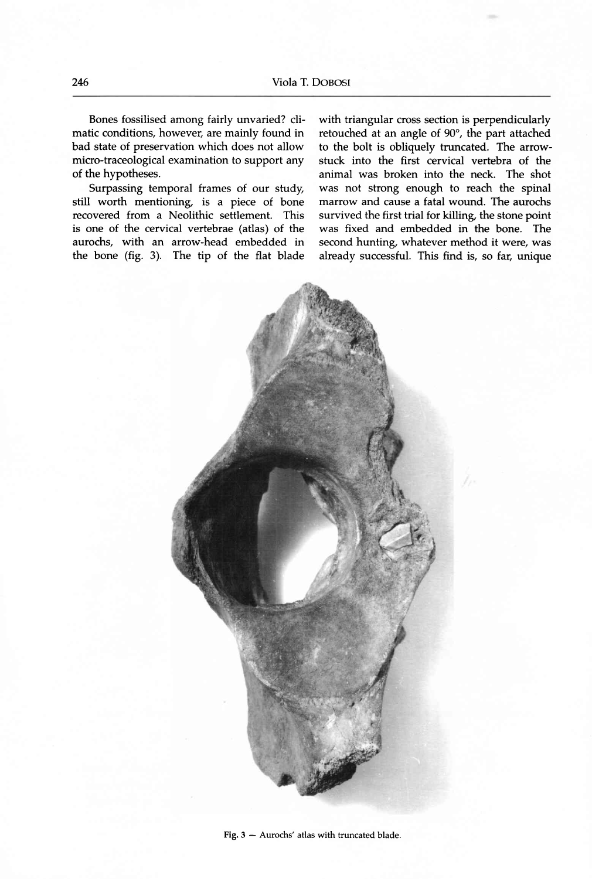Bones fossilised among fairly unvaried? climatic conditions, however, are mainly found in bad state of preservation which does not allow micro-traceological examination to support any of the hypotheses.

Surpassing temporal frames of our study, still worth mentioning, is a piece of bone recovered from a Neolithic settlement. This is one of the cervical vertebrae (atlas) of the aurochs, with an arrow-head embedded in the bone (fig. 3). The tip of the flat blade with triangular cross section is perpendicularly retouched at an angle of 90°, the part attached to the bolt is obliquely truncated. The arrow-stuck into the first cervical vertebra of the animal was broken into the neck. The shot was not strong enough to reach the spinal marrow and cause a fatal wound. The aurochs survived the first trial for killing, the stone point was fixed and embedded in the bone. The second hunting, whatever method it were, was already successful. This find is, so far, unique

**Fig. 3** — Aurochs' atlas with truncated blade.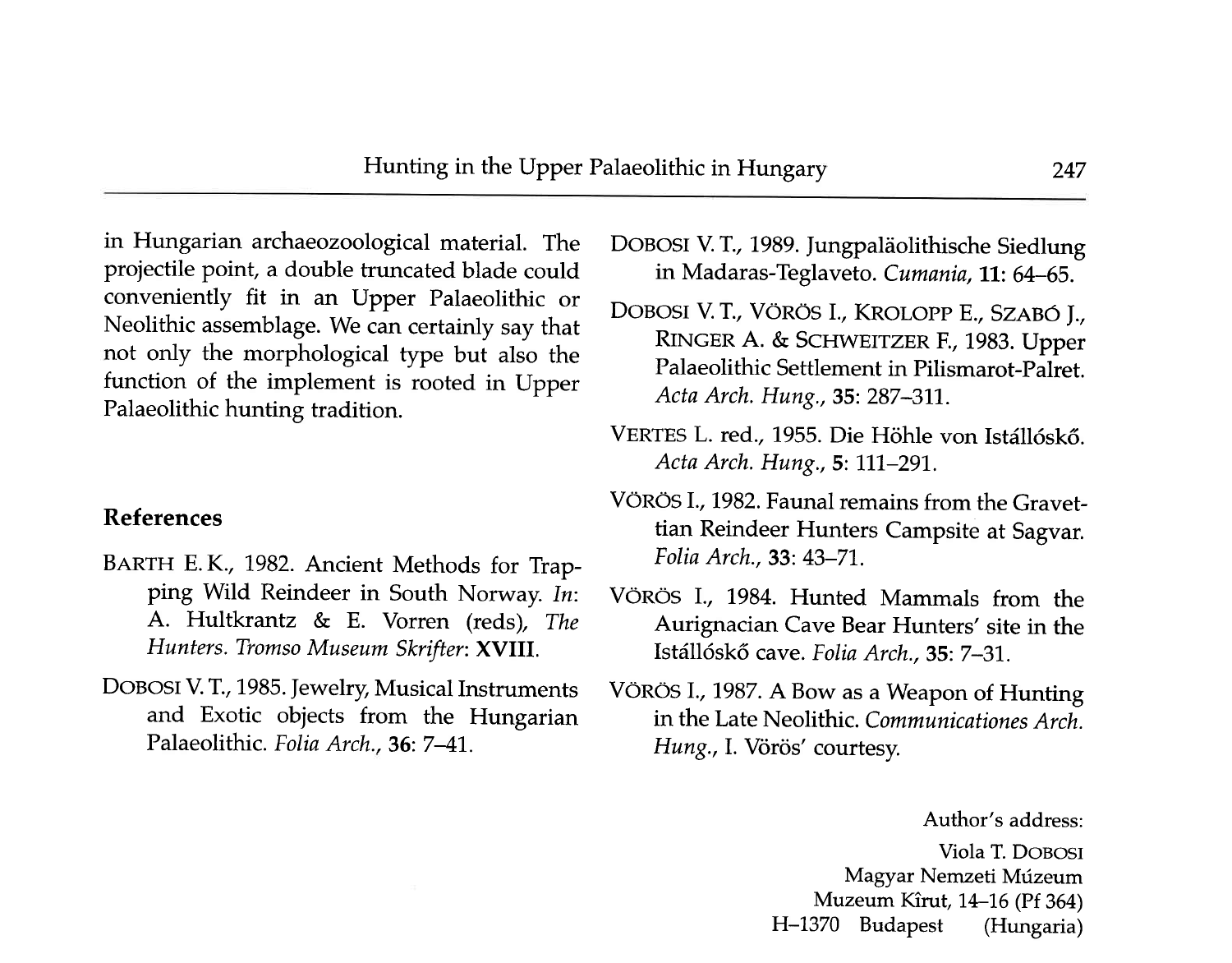in Hungarian archaeozoological material. The projectile point, a double truncated blade could conveniently fit in an Upper Palaeolithic or Neolithic assemblage. We can certainly say that not only the morphological type but also the function of the implement is rooted in Upper Palaeolithic hunting tradition.

## References

BARTH E. K., 1982. Ancient Methods for Trapping Wild Reindeer in South Norway. *In*: A. Hultkrantz & E. Vorren (reds), *The Hunters. Tromso Museum Skrifter*: **XVIII**.

DOBOSI V. T., 1985. Jewelry, Musical Instruments and Exotic objects from the Hungarian Palaeolithic. *Folia Arch.*, **36**: 7–41.

DOBOSI V. T., 1989. Jungpaläolithische Siedlung in Madaras-Teglaveto. *Cumania*, **11**: 64–65.

DOBOSI V. T., VÖRÖS I., KROLOPP E., SZABÓ J., RINGER A. & SCHWEITZER F., 1983. Upper Palaeolithic Settlement in Pilismarot-Palret. *Acta Arch. Hung.*, **35**: 287–311.

VERTES L. red., 1955. Die Höhle von Istállóskő. *Acta Arch. Hung.*, **5**: 111–291.

VÖRÖS I., 1982. Faunal remains from the Gravettian Reindeer Hunters Campsite at Sagvar. *Folia Arch.*, **33**: 43–71.

VÖRÖS I., 1984. Hunted Mammals from the Aurignacian Cave Bear Hunters' site in the Istállóskő cave. *Folia Arch.*, **35**: 7–31.

VÖRÖS I., 1987. A Bow as a Weapon of Hunting in the Late Neolithic. *Communicationes Arch. Hung.*, I. Vörös' courtesy.

Author's address:

Viola T. DOBOSI
Magyar Nemzeti Múzeum
Muzeum Kîrut, 14–16 (Pf 364)
H–1370 Budapest (Hungaria)